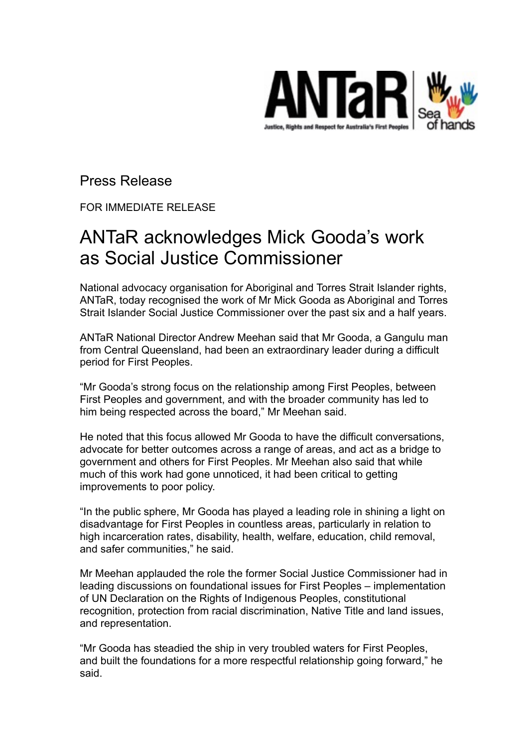Press Release

FOR IMMEDIATE RELEASE

# ANTaR acknowledges Mick Gooda's work as Social Justice Commissioner

National advocacy organisation for Aboriginal and Torres Strait Islander rights, ANTaR, today recognised the work of Mr Mick Gooda as Aboriginal and Torres Strait Islander Social Justice Commissioner over the past six and a half years.

ANTaR National Director Andrew Meehan said that Mr Gooda, a Gangulu man from Central Queensland, had been an extraordinary leader during a difficult period for First Peoples.

"Mr Gooda's strong focus on the relationship among First Peoples, between First Peoples and government, and with the broader community has led to him being respected across the board," Mr Meehan said.

He noted that this focus allowed Mr Gooda to have the difficult conversations, advocate for better outcomes across a range of areas, and act as a bridge to government and others for First Peoples. Mr Meehan also said that while much of this work had gone unnoticed, it had been critical to getting improvements to poor policy.

"In the public sphere, Mr Gooda has played a leading role in shining a light on disadvantage for First Peoples in countless areas, particularly in relation to high incarceration rates, disability, health, welfare, education, child removal, and safer communities," he said.

Mr Meehan applauded the role the former Social Justice Commissioner had in leading discussions on foundational issues for First Peoples – implementation of UN Declaration on the Rights of Indigenous Peoples, constitutional recognition, protection from racial discrimination, Native Title and land issues, and representation.

"Mr Gooda has steadied the ship in very troubled waters for First Peoples, and built the foundations for a more respectful relationship going forward," he said.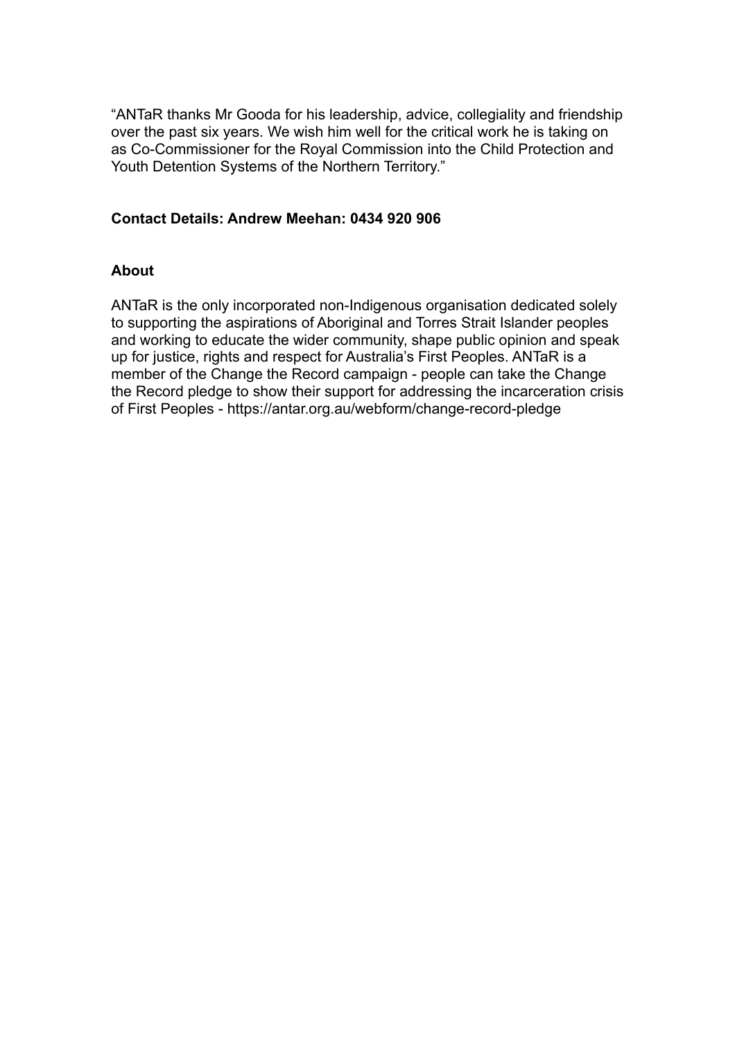"ANTaR thanks Mr Gooda for his leadership, advice, collegiality and friendship over the past six years. We wish him well for the critical work he is taking on as Co-Commissioner for the Royal Commission into the Child Protection and Youth Detention Systems of the Northern Territory."

**Contact Details: Andrew Meehan: 0434 920 906**

**About**

ANTaR is the only incorporated non-Indigenous organisation dedicated solely to supporting the aspirations of Aboriginal and Torres Strait Islander peoples and working to educate the wider community, shape public opinion and speak up for justice, rights and respect for Australia's First Peoples. ANTaR is a member of the Change the Record campaign - people can take the Change the Record pledge to show their support for addressing the incarceration crisis of First Peoples - https://antar.org.au/webform/change-record-pledge